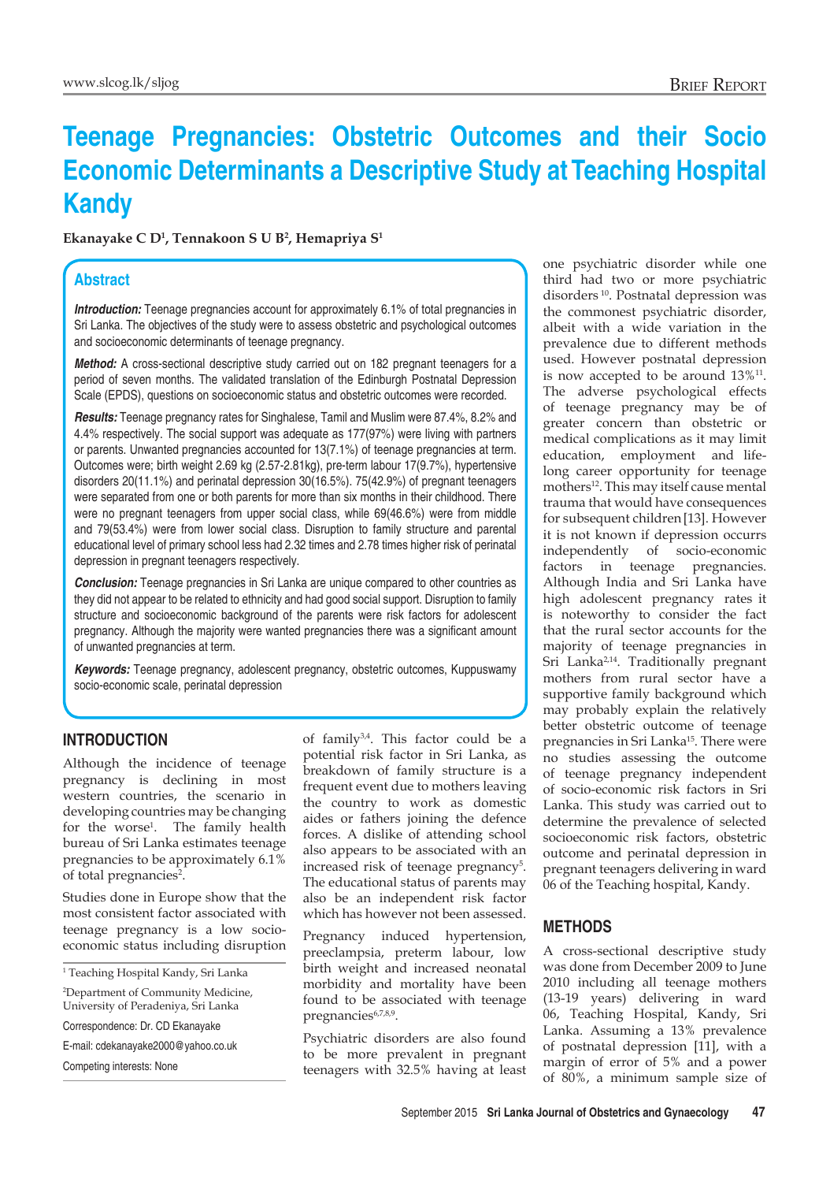Brief Report

# Teenage Pregnancies: Obstetric Outcomes and their Socio Economic Determinants a Descriptive Study at Teaching Hospital Kandy

**Ekanayake C D[1], Tennakoon S U B[2], Hemapriya S[1]**

## Abstract

***Introduction:*** Teenage pregnancies account for approximately 6.1% of total pregnancies in Sri Lanka. The objectives of the study were to assess obstetric and psychological outcomes and socioeconomic determinants of teenage pregnancy.

***Method:*** A cross-sectional descriptive study carried out on 182 pregnant teenagers for a period of seven months. The validated translation of the Edinburgh Postnatal Depression Scale (EPDS), questions on socioeconomic status and obstetric outcomes were recorded.

***Results:*** Teenage pregnancy rates for Singhalese, Tamil and Muslim were 87.4%, 8.2% and 4.4% respectively. The social support was adequate as 177(97%) were living with partners or parents. Unwanted pregnancies accounted for 13(7.1%) of teenage pregnancies at term. Outcomes were; birth weight 2.69 kg (2.57-2.81kg), pre-term labour 17(9.7%), hypertensive disorders 20(11.1%) and perinatal depression 30(16.5%). 75(42.9%) of pregnant teenagers were separated from one or both parents for more than six months in their childhood. There were no pregnant teenagers from upper social class, while 69(46.6%) were from middle and 79(53.4%) were from lower social class. Disruption to family structure and parental educational level of primary school less had 2.32 times and 2.78 times higher risk of perinatal depression in pregnant teenagers respectively.

***Conclusion:*** Teenage pregnancies in Sri Lanka are unique compared to other countries as they did not appear to be related to ethnicity and had good social support. Disruption to family structure and socioeconomic background of the parents were risk factors for adolescent pregnancy. Although the majority were wanted pregnancies there was a significant amount of unwanted pregnancies at term.

***Keywords:*** Teenage pregnancy, adolescent pregnancy, obstetric outcomes, Kuppuswamy socio-economic scale, perinatal depression

## INTRODUCTION

Although the incidence of teenage pregnancy is declining in most western countries, the scenario in developing countries may be changing for the worse[1]. The family health bureau of Sri Lanka estimates teenage pregnancies to be approximately 6.1% of total pregnancies[2].

Studies done in Europe show that the most consistent factor associated with teenage pregnancy is a low socio-economic status including disruption of family[3,4]. This factor could be a potential risk factor in Sri Lanka, as breakdown of family structure is a frequent event due to mothers leaving the country to work as domestic aides or fathers joining the defence forces. A dislike of attending school also appears to be associated with an increased risk of teenage pregnancy[5]. The educational status of parents may also be an independent risk factor which has however not been assessed.

Pregnancy induced hypertension, preeclampsia, preterm labour, low birth weight and increased neonatal morbidity and mortality have been found to be associated with teenage pregnancies[6,7,8,9].

Psychiatric disorders are also found to be more prevalent in pregnant teenagers with 32.5% having at least one psychiatric disorder while one third had two or more psychiatric disorders[10]. Postnatal depression was the commonest psychiatric disorder, albeit with a wide variation in the prevalence due to different methods used. However postnatal depression is now accepted to be around 13%[11]. The adverse psychological effects of teenage pregnancy may be of greater concern than obstetric or medical complications as it may limit education, employment and life-long career opportunity for teenage mothers[12]. This may itself cause mental trauma that would have consequences for subsequent children [13]. However it is not known if depression occurrs independently of socio-economic factors in teenage pregnancies. Although India and Sri Lanka have high adolescent pregnancy rates it is noteworthy to consider the fact that the rural sector accounts for the majority of teenage pregnancies in Sri Lanka[2,14]. Traditionally pregnant mothers from rural sector have a supportive family background which may probably explain the relatively better obstetric outcome of teenage pregnancies in Sri Lanka[15]. There were no studies assessing the outcome of teenage pregnancy independent of socio-economic risk factors in Sri Lanka. This study was carried out to determine the prevalence of selected socioeconomic risk factors, obstetric outcome and perinatal depression in pregnant teenagers delivering in ward 06 of the Teaching hospital, Kandy.

## METHODS

A cross-sectional descriptive study was done from December 2009 to June 2010 including all teenage mothers (13-19 years) delivering in ward 06, Teaching Hospital, Kandy, Sri Lanka. Assuming a 13% prevalence of postnatal depression [11], with a margin of error of 5% and a power of 80%, a minimum sample size of

---

[1] Teaching Hospital Kandy, Sri Lanka

[2] Department of Community Medicine, University of Peradeniya, Sri Lanka

Correspondence: Dr. CD Ekanayake

E-mail: cdekanayake2000@yahoo.co.uk

Competing interests: None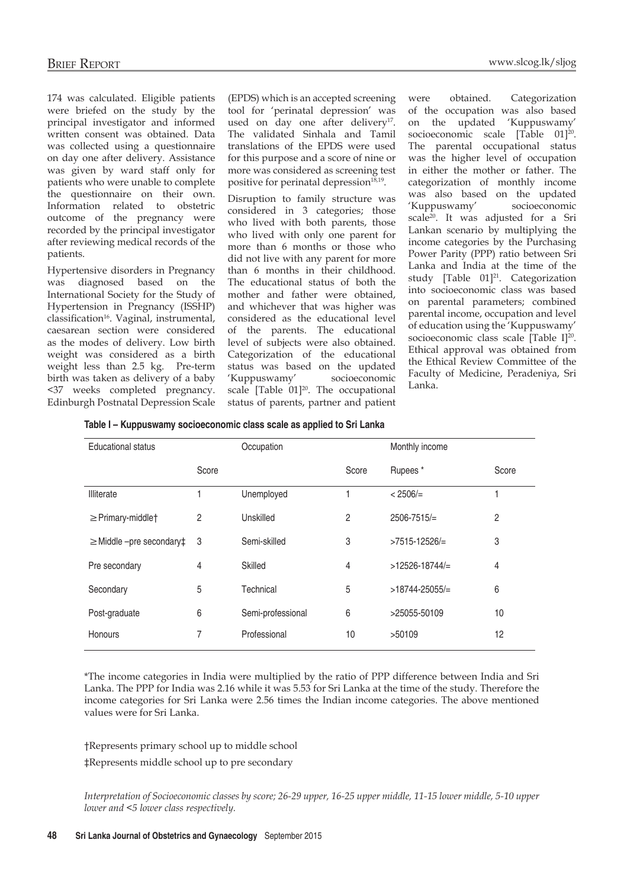174 was calculated. Eligible patients were briefed on the study by the principal investigator and informed written consent was obtained. Data was collected using a questionnaire on day one after delivery. Assistance was given by ward staff only for patients who were unable to complete the questionnaire on their own. Information related to obstetric outcome of the pregnancy were recorded by the principal investigator after reviewing medical records of the patients.

Hypertensive disorders in Pregnancy was diagnosed based on the International Society for the Study of Hypertension in Pregnancy (ISSHP) classification[16]. Vaginal, instrumental, caesarean section were considered as the modes of delivery. Low birth weight was considered as a birth weight less than 2.5 kg. Pre-term birth was taken as delivery of a baby <37 weeks completed pregnancy. Edinburgh Postnatal Depression Scale (EPDS) which is an accepted screening tool for 'perinatal depression' was used on day one after delivery[17]. The validated Sinhala and Tamil translations of the EPDS were used for this purpose and a score of nine or more was considered as screening test positive for perinatal depression[18,19].

Disruption to family structure was considered in 3 categories; those who lived with both parents, those who lived with only one parent for more than 6 months or those who did not live with any parent for more than 6 months in their childhood. The educational status of both the mother and father were obtained, and whichever that was higher was considered as the educational level of the parents. The educational level of subjects were also obtained. Categorization of the educational status was based on the updated 'Kuppuswamy' socioeconomic scale [Table 01][20]. The occupational status of parents, partner and patient were obtained. Categorization of the occupation was also based on the updated 'Kuppuswamy' socioeconomic scale [Table 01][20]. The parental occupational status was the higher level of occupation in either the mother or father. The categorization of monthly income was also based on the updated 'Kuppuswamy' socioeconomic scale[20]. It was adjusted for a Sri Lankan scenario by multiplying the income categories by the Purchasing Power Parity (PPP) ratio between Sri Lanka and India at the time of the study [Table 01][21]. Categorization into socioeconomic class was based on parental parameters; combined parental income, occupation and level of education using the 'Kuppuswamy' socioeconomic class scale [Table I][20]. Ethical approval was obtained from the Ethical Review Committee of the Faculty of Medicine, Peradeniya, Sri Lanka.

**Table I – Kuppuswamy socioeconomic class scale as applied to Sri Lanka**

| Educational status | | Occupation | | Monthly income | |
|---|---|---|---|---|---|
| | Score | | Score | Rupees * | Score |
| Illiterate | 1 | Unemployed | 1 | < 2506/= | 1 |
| ≥ Primary-middle† | 2 | Unskilled | 2 | 2506-7515/= | 2 |
| ≥ Middle –pre secondary‡ | 3 | Semi-skilled | 3 | >7515-12526/= | 3 |
| Pre secondary | 4 | Skilled | 4 | >12526-18744/= | 4 |
| Secondary | 5 | Technical | 5 | >18744-25055/= | 6 |
| Post-graduate | 6 | Semi-professional | 6 | >25055-50109 | 10 |
| Honours | 7 | Professional | 10 | >50109 | 12 |

*The income categories in India were multiplied by the ratio of PPP difference between India and Sri Lanka. The PPP for India was 2.16 while it was 5.53 for Sri Lanka at the time of the study. Therefore the income categories for Sri Lanka were 2.56 times the Indian income categories. The above mentioned values were for Sri Lanka.

†Represents primary school up to middle school

‡Represents middle school up to pre secondary

*Interpretation of Socioeconomic classes by score; 26-29 upper, 16-25 upper middle, 11-15 lower middle, 5-10 upper lower and <5 lower class respectively.*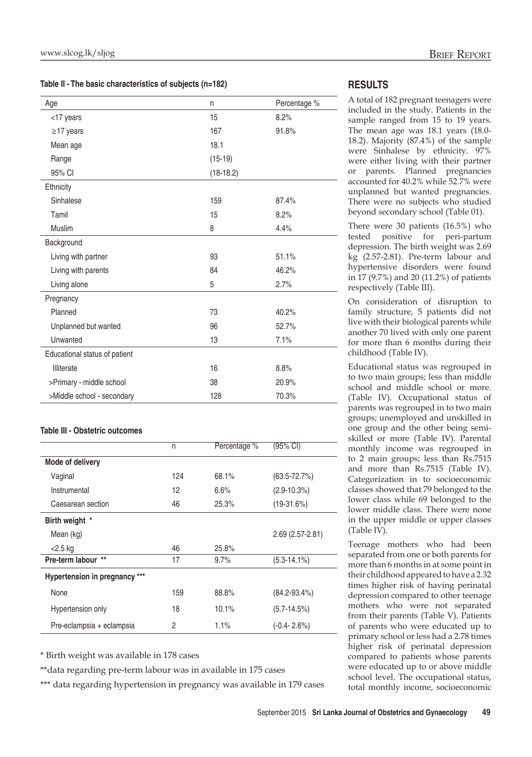**Table II - The basic characteristics of subjects (n=182)**

| Age | n | Percentage % |
|---|---|---|
| <17 years | 15 | 8.2% |
| ≥17 years | 167 | 91.8% |
| Mean age | 18.1 | |
| Range | (15-19) | |
| 95% CI | (18-18.2) | |
| Ethnicity | | |
| Sinhalese | 159 | 87.4% |
| Tamil | 15 | 8.2% |
| Muslim | 8 | 4.4% |
| Background | | |
| Living with partner | 93 | 51.1% |
| Living with parents | 84 | 46.2% |
| Living alone | 5 | 2.7% |
| Pregnancy | | |
| Planned | 73 | 40.2% |
| Unplanned but wanted | 96 | 52.7% |
| Unwanted | 13 | 7.1% |
| Educational status of patient | | |
| Illiterate | 16 | 8.8% |
| >Primary - middle school | 38 | 20.9% |
| >Middle school - secondary | 128 | 70.3% |

**Table III - Obstetric outcomes**

| | n | Percentage % | (95% CI) |
|---|---|---|---|
| **Mode of delivery** | | | |
| Vaginal | 124 | 68.1% | (63.5-72.7%) |
| Instrumental | 12 | 6.6% | (2.9-10.3%) |
| Caesarean section | 46 | 25.3% | (19-31.6%) |
| **Birth weight \*** | | | |
| Mean (kg) | | | 2.69 (2.57-2.81) |
| <2.5 kg | 46 | 25.8% | |
| **Pre-term labour \*\*** | 17 | 9.7% | (5.3-14.1%) |
| **Hypertension in pregnancy \*\*\*** | | | |
| None | 159 | 88.8% | (84.2-93.4%) |
| Hypertension only | 18 | 10.1% | (5.7-14.5%) |
| Pre-eclampsia + eclampsia | 2 | 1.1% | (-0.4- 2.6%) |

\* Birth weight was available in 178 cases

\*\*data regarding pre-term labour was in available in 175 cases

\*\*\* data regarding hypertension in pregnancy was available in 179 cases

## RESULTS

A total of 182 pregnant teenagers were included in the study. Patients in the sample ranged from 15 to 19 years. The mean age was 18.1 years (18.0-18.2). Majority (87.4%) of the sample were Sinhalese by ethnicity. 97% were either living with their partner or parents. Planned pregnancies accounted for 40.2% while 52.7% were unplanned but wanted pregnancies. There were no subjects who studied beyond secondary school (Table 01).

There were 30 patients (16.5%) who tested positive for peri-partum depression. The birth weight was 2.69 kg (2.57-2.81). Pre-term labour and hypertensive disorders were found in 17 (9.7%) and 20 (11.2%) of patients respectively (Table III).

On consideration of disruption to family structure, 5 patients did not live with their biological parents while another 70 lived with only one parent for more than 6 months during their childhood (Table IV).

Educational status was regrouped in to two main groups; less than middle school and middle school or more. (Table IV). Occupational status of parents was regrouped in to two main groups; unemployed and unskilled in one group and the other being semi-skilled or more (Table IV). Parental monthly income was regrouped in to 2 main groups; less than Rs.7515 and more than Rs.7515 (Table IV). Categorization in to socioeconomic classes showed that 79 belonged to the lower class while 69 belonged to the lower middle class. There were none in the upper middle or upper classes (Table IV).

Teenage mothers who had been separated from one or both parents for more than 6 months in at some point in their childhood appeared to have a 2.32 times higher risk of having perinatal depression compared to other teenage mothers who were not separated from their parents (Table V). Patients of parents who were educated up to primary school or less had a 2.78 times higher risk of perinatal depression compared to patients whose parents were educated up to or above middle school level. The occupational status, total monthly income, socioeconomic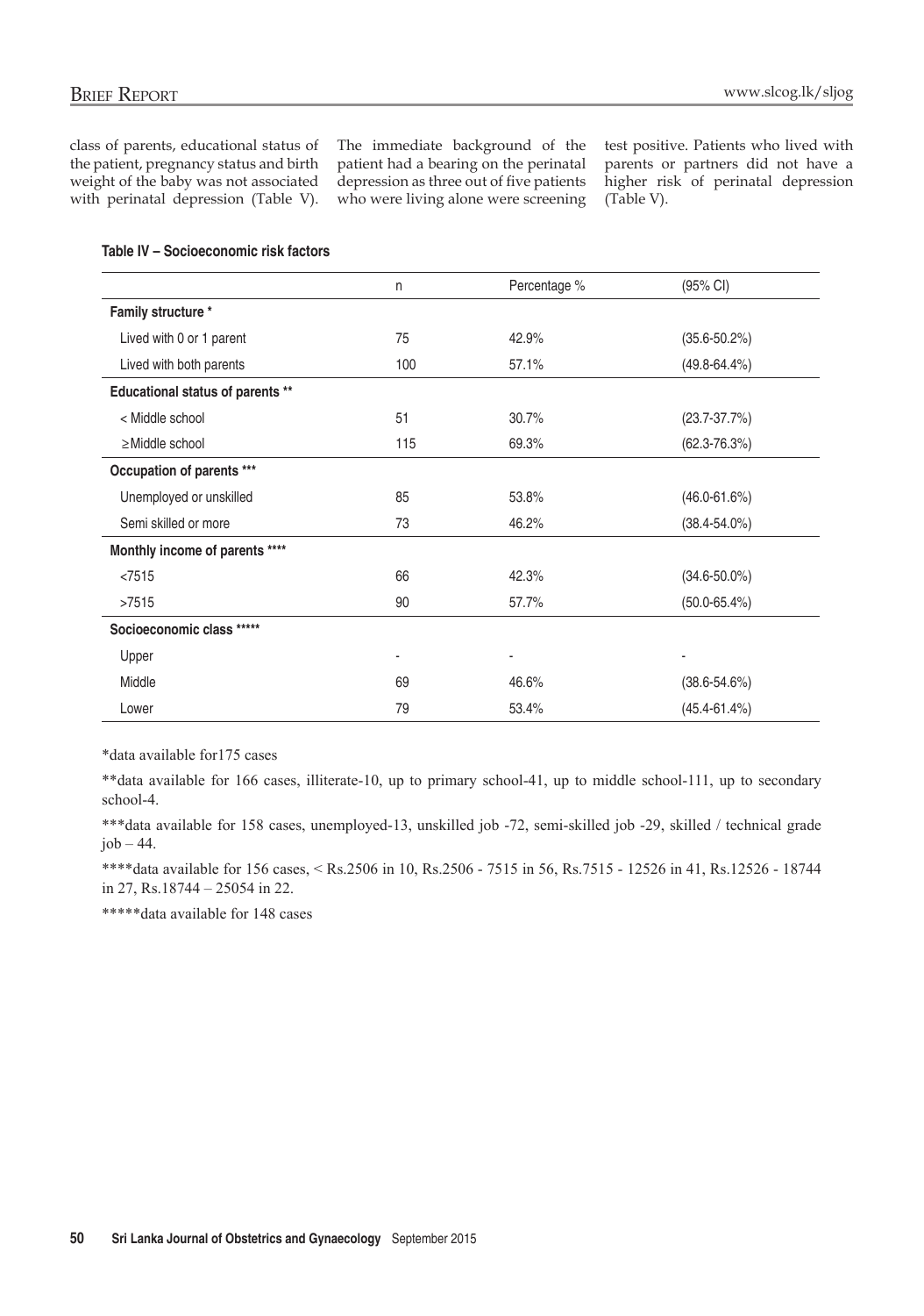class of parents, educational status of the patient, pregnancy status and birth weight of the baby was not associated with perinatal depression (Table V). The immediate background of the patient had a bearing on the perinatal depression as three out of five patients who were living alone were screening test positive. Patients who lived with parents or partners did not have a higher risk of perinatal depression (Table V).

**Table IV – Socioeconomic risk factors**

| | n | Percentage % | (95% CI) |
|---|---|---|---|
| **Family structure \*** | | | |
| Lived with 0 or 1 parent | 75 | 42.9% | (35.6-50.2%) |
| Lived with both parents | 100 | 57.1% | (49.8-64.4%) |
| **Educational status of parents \*\*** | | | |
| < Middle school | 51 | 30.7% | (23.7-37.7%) |
| ≥Middle school | 115 | 69.3% | (62.3-76.3%) |
| **Occupation of parents \*\*\*** | | | |
| Unemployed or unskilled | 85 | 53.8% | (46.0-61.6%) |
| Semi skilled or more | 73 | 46.2% | (38.4-54.0%) |
| **Monthly income of parents \*\*\*\*** | | | |
| <7515 | 66 | 42.3% | (34.6-50.0%) |
| >7515 | 90 | 57.7% | (50.0-65.4%) |
| **Socioeconomic class \*\*\*\*\*** | | | |
| Upper | - | - | - |
| Middle | 69 | 46.6% | (38.6-54.6%) |
| Lower | 79 | 53.4% | (45.4-61.4%) |

*data available for175 cases

**data available for 166 cases, illiterate-10, up to primary school-41, up to middle school-111, up to secondary school-4.

***data available for 158 cases, unemployed-13, unskilled job -72, semi-skilled job -29, skilled / technical grade job – 44.

****data available for 156 cases, < Rs.2506 in 10, Rs.2506 - 7515 in 56, Rs.7515 - 12526 in 41, Rs.12526 - 18744 in 27, Rs.18744 – 25054 in 22.

*****data available for 148 cases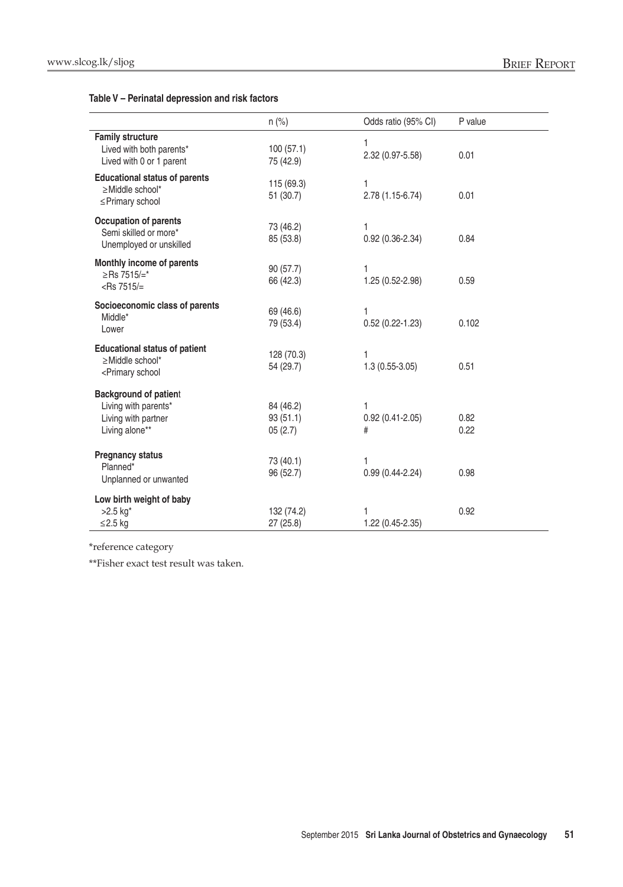**Table V – Perinatal depression and risk factors**

| | n (%) | Odds ratio (95% CI) | P value |
|---|---|---|---|
| **Family structure** | | | |
| Lived with both parents* | 100 (57.1) | 1 | |
| Lived with 0 or 1 parent | 75 (42.9) | 2.32 (0.97-5.58) | 0.01 |
| **Educational status of parents** | | | |
| ≥Middle school* | 115 (69.3) | 1 | |
| ≤Primary school | 51 (30.7) | 2.78 (1.15-6.74) | 0.01 |
| **Occupation of parents** | | | |
| Semi skilled or more* | 73 (46.2) | 1 | |
| Unemployed or unskilled | 85 (53.8) | 0.92 (0.36-2.34) | 0.84 |
| **Monthly income of parents** | | | |
| ≥Rs 7515/=* | 90 (57.7) | 1 | |
| <Rs 7515/= | 66 (42.3) | 1.25 (0.52-2.98) | 0.59 |
| **Socioeconomic class of parents** | | | |
| Middle* | 69 (46.6) | 1 | |
| Lower | 79 (53.4) | 0.52 (0.22-1.23) | 0.102 |
| **Educational status of patient** | | | |
| ≥Middle school* | 128 (70.3) | 1 | |
| <Primary school | 54 (29.7) | 1.3 (0.55-3.05) | 0.51 |
| **Background of patient** | | | |
| Living with parents* | 84 (46.2) | 1 | |
| Living with partner | 93 (51.1) | 0.92 (0.41-2.05) | 0.82 |
| Living alone** | 05 (2.7) | # | 0.22 |
| **Pregnancy status** | | | |
| Planned* | 73 (40.1) | 1 | |
| Unplanned or unwanted | 96 (52.7) | 0.99 (0.44-2.24) | 0.98 |
| **Low birth weight of baby** | | | |
| >2.5 kg* | 132 (74.2) | 1 | 0.92 |
| ≤2.5 kg | 27 (25.8) | 1.22 (0.45-2.35) | |

*reference category

**Fisher exact test result was taken.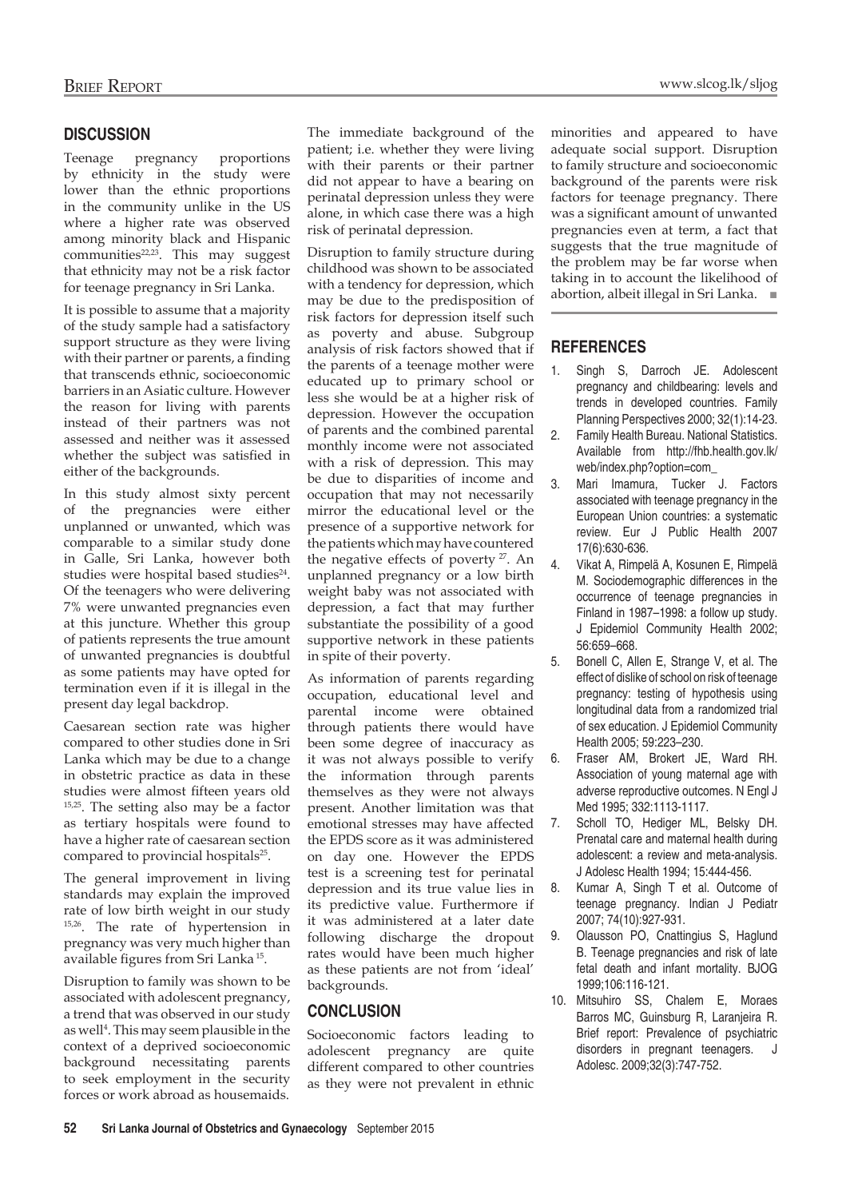## DISCUSSION

Teenage pregnancy proportions by ethnicity in the study were lower than the ethnic proportions in the community unlike in the US where a higher rate was observed among minority black and Hispanic communities[22,23]. This may suggest that ethnicity may not be a risk factor for teenage pregnancy in Sri Lanka.

It is possible to assume that a majority of the study sample had a satisfactory support structure as they were living with their partner or parents, a finding that transcends ethnic, socioeconomic barriers in an Asiatic culture. However the reason for living with parents instead of their partners was not assessed and neither was it assessed whether the subject was satisfied in either of the backgrounds.

In this study almost sixty percent of the pregnancies were either unplanned or unwanted, which was comparable to a similar study done in Galle, Sri Lanka, however both studies were hospital based studies[24]. Of the teenagers who were delivering 7% were unwanted pregnancies even at this juncture. Whether this group of patients represents the true amount of unwanted pregnancies is doubtful as some patients may have opted for termination even if it is illegal in the present day legal backdrop.

Caesarean section rate was higher compared to other studies done in Sri Lanka which may be due to a change in obstetric practice as data in these studies were almost fifteen years old [15,25]. The setting also may be a factor as tertiary hospitals were found to have a higher rate of caesarean section compared to provincial hospitals[25].

The general improvement in living standards may explain the improved rate of low birth weight in our study [15,26]. The rate of hypertension in pregnancy was very much higher than available figures from Sri Lanka [15].

Disruption to family was shown to be associated with adolescent pregnancy, a trend that was observed in our study as well[4]. This may seem plausible in the context of a deprived socioeconomic background necessitating parents to seek employment in the security forces or work abroad as housemaids. The immediate background of the patient; i.e. whether they were living with their parents or their partner did not appear to have a bearing on perinatal depression unless they were alone, in which case there was a high risk of perinatal depression.

Disruption to family structure during childhood was shown to be associated with a tendency for depression, which may be due to the predisposition of risk factors for depression itself such as poverty and abuse. Subgroup analysis of risk factors showed that if the parents of a teenage mother were educated up to primary school or less she would be at a higher risk of depression. However the occupation of parents and the combined parental monthly income were not associated with a risk of depression. This may be due to disparities of income and occupation that may not necessarily mirror the educational level or the presence of a supportive network for the patients which may have countered the negative effects of poverty [27]. An unplanned pregnancy or a low birth weight baby was not associated with depression, a fact that may further substantiate the possibility of a good supportive network in these patients in spite of their poverty.

As information of parents regarding occupation, educational level and parental income were obtained through patients there would have been some degree of inaccuracy as it was not always possible to verify the information through parents themselves as they were not always present. Another limitation was that emotional stresses may have affected the EPDS score as it was administered on day one. However the EPDS test is a screening test for perinatal depression and its true value lies in its predictive value. Furthermore if it was administered at a later date following discharge the dropout rates would have been much higher as these patients are not from 'ideal' backgrounds.

## CONCLUSION

Socioeconomic factors leading to adolescent pregnancy are quite different compared to other countries as they were not prevalent in ethnic minorities and appeared to have adequate social support. Disruption to family structure and socioeconomic background of the parents were risk factors for teenage pregnancy. There was a significant amount of unwanted pregnancies even at term, a fact that suggests that the true magnitude of the problem may be far worse when taking in to account the likelihood of abortion, albeit illegal in Sri Lanka.

## REFERENCES

1. Singh S, Darroch JE. Adolescent pregnancy and childbearing: levels and trends in developed countries. Family Planning Perspectives 2000; 32(1):14-23.
2. Family Health Bureau. National Statistics. Available from http://fhb.health.gov.lk/web/index.php?option=com_
3. Mari Imamura, Tucker J. Factors associated with teenage pregnancy in the European Union countries: a systematic review. Eur J Public Health 2007 17(6):630-636.
4. Vikat A, Rimpelä A, Kosunen E, Rimpelä M. Sociodemographic differences in the occurrence of teenage pregnancies in Finland in 1987–1998: a follow up study. J Epidemiol Community Health 2002; 56:659–668.
5. Bonell C, Allen E, Strange V, et al. The effect of dislike of school on risk of teenage pregnancy: testing of hypothesis using longitudinal data from a randomized trial of sex education. J Epidemiol Community Health 2005; 59:223–230.
6. Fraser AM, Brokert JE, Ward RH. Association of young maternal age with adverse reproductive outcomes. N Engl J Med 1995; 332:1113-1117.
7. Scholl TO, Hediger ML, Belsky DH. Prenatal care and maternal health during adolescent: a review and meta-analysis. J Adolesc Health 1994; 15:444-456.
8. Kumar A, Singh T et al. Outcome of teenage pregnancy. Indian J Pediatr 2007; 74(10):927-931.
9. Olausson PO, Cnattingius S, Haglund B. Teenage pregnancies and risk of late fetal death and infant mortality. BJOG 1999;106:116-121.
10. Mitsuhiro SS, Chalem E, Moraes Barros MC, Guinsburg R, Laranjeira R. Brief report: Prevalence of psychiatric disorders in pregnant teenagers. J Adolesc. 2009;32(3):747-752.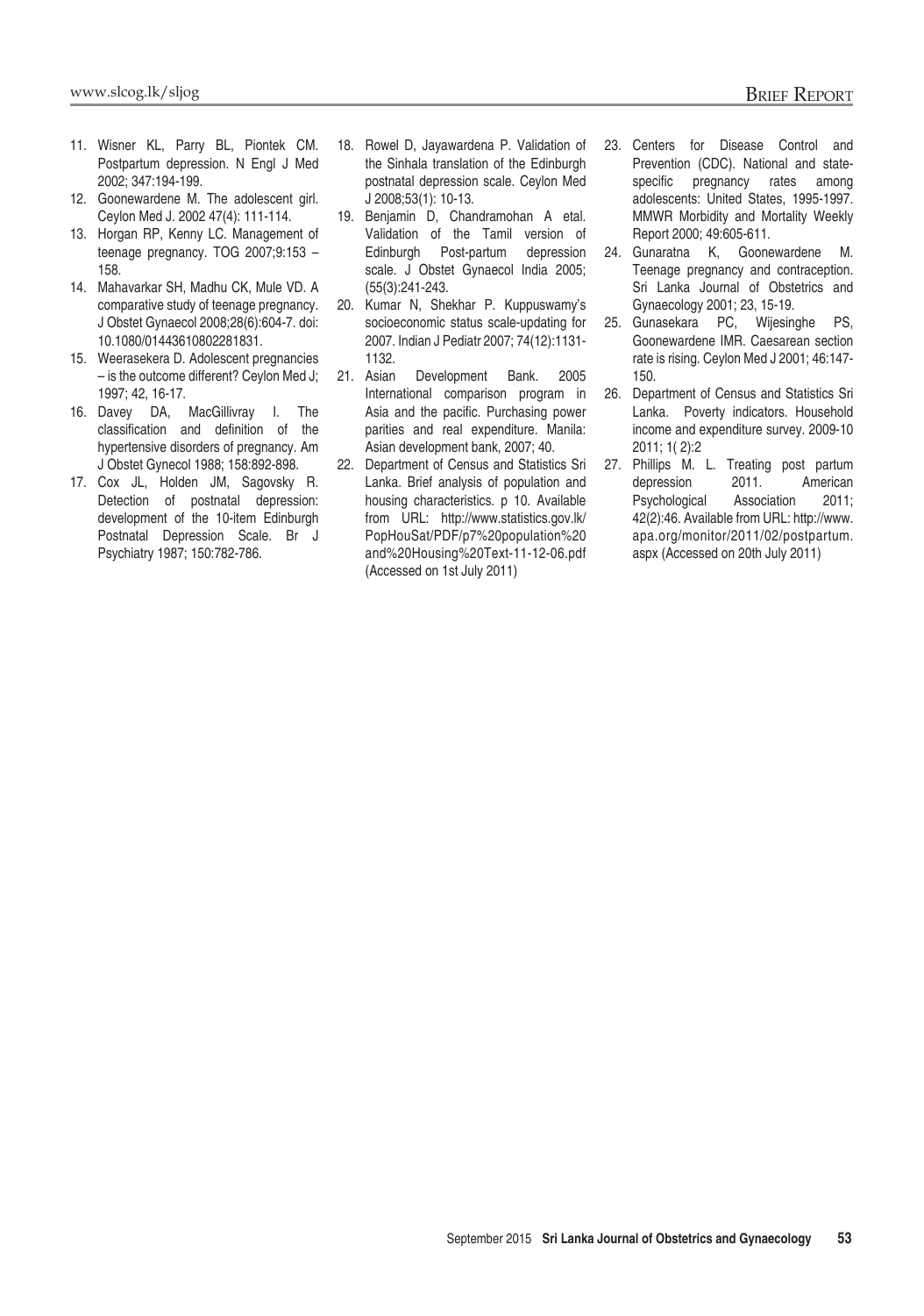11. Wisner KL, Parry BL, Piontek CM. Postpartum depression. N Engl J Med 2002; 347:194-199.
12. Goonewardene M. The adolescent girl. Ceylon Med J. 2002 47(4): 111-114.
13. Horgan RP, Kenny LC. Management of teenage pregnancy. TOG 2007;9:153 – 158.
14. Mahavarkar SH, Madhu CK, Mule VD. A comparative study of teenage pregnancy. J Obstet Gynaecol 2008;28(6):604-7. doi: 10.1080/01443610802281831.
15. Weerasekera D. Adolescent pregnancies – is the outcome different? Ceylon Med J; 1997; 42, 16-17.
16. Davey DA, MacGillivray I. The classification and definition of the hypertensive disorders of pregnancy. Am J Obstet Gynecol 1988; 158:892-898.
17. Cox JL, Holden JM, Sagovsky R. Detection of postnatal depression: development of the 10-item Edinburgh Postnatal Depression Scale. Br J Psychiatry 1987; 150:782-786.
18. Rowel D, Jayawardena P. Validation of the Sinhala translation of the Edinburgh postnatal depression scale. Ceylon Med J 2008;53(1): 10-13.
19. Benjamin D, Chandramohan A etal. Validation of the Tamil version of Edinburgh Post-partum depression scale. J Obstet Gynaecol India 2005; (55(3):241-243.
20. Kumar N, Shekhar P. Kuppuswamy's socioeconomic status scale-updating for 2007. Indian J Pediatr 2007; 74(12):1131-1132.
21. Asian Development Bank. 2005 International comparison program in Asia and the pacific. Purchasing power parities and real expenditure. Manila: Asian development bank, 2007; 40.
22. Department of Census and Statistics Sri Lanka. Brief analysis of population and housing characteristics. p 10. Available from URL: http://www.statistics.gov.lk/PopHouSat/PDF/p7%20population%20and%20Housing%20Text-11-12-06.pdf (Accessed on 1st July 2011)
23. Centers for Disease Control and Prevention (CDC). National and state-specific pregnancy rates among adolescents: United States, 1995-1997. MMWR Morbidity and Mortality Weekly Report 2000; 49:605-611.
24. Gunaratna K, Goonewardene M. Teenage pregnancy and contraception. Sri Lanka Journal of Obstetrics and Gynaecology 2001; 23, 15-19.
25. Gunasekara PC, Wijesinghe PS, Goonewardene IMR. Caesarean section rate is rising. Ceylon Med J 2001; 46:147-150.
26. Department of Census and Statistics Sri Lanka. Poverty indicators. Household income and expenditure survey. 2009-10 2011; 1( 2):2
27. Phillips M. L. Treating post partum depression 2011. American Psychological Association 2011; 42(2):46. Available from URL: http://www.apa.org/monitor/2011/02/postpartum.aspx (Accessed on 20th July 2011)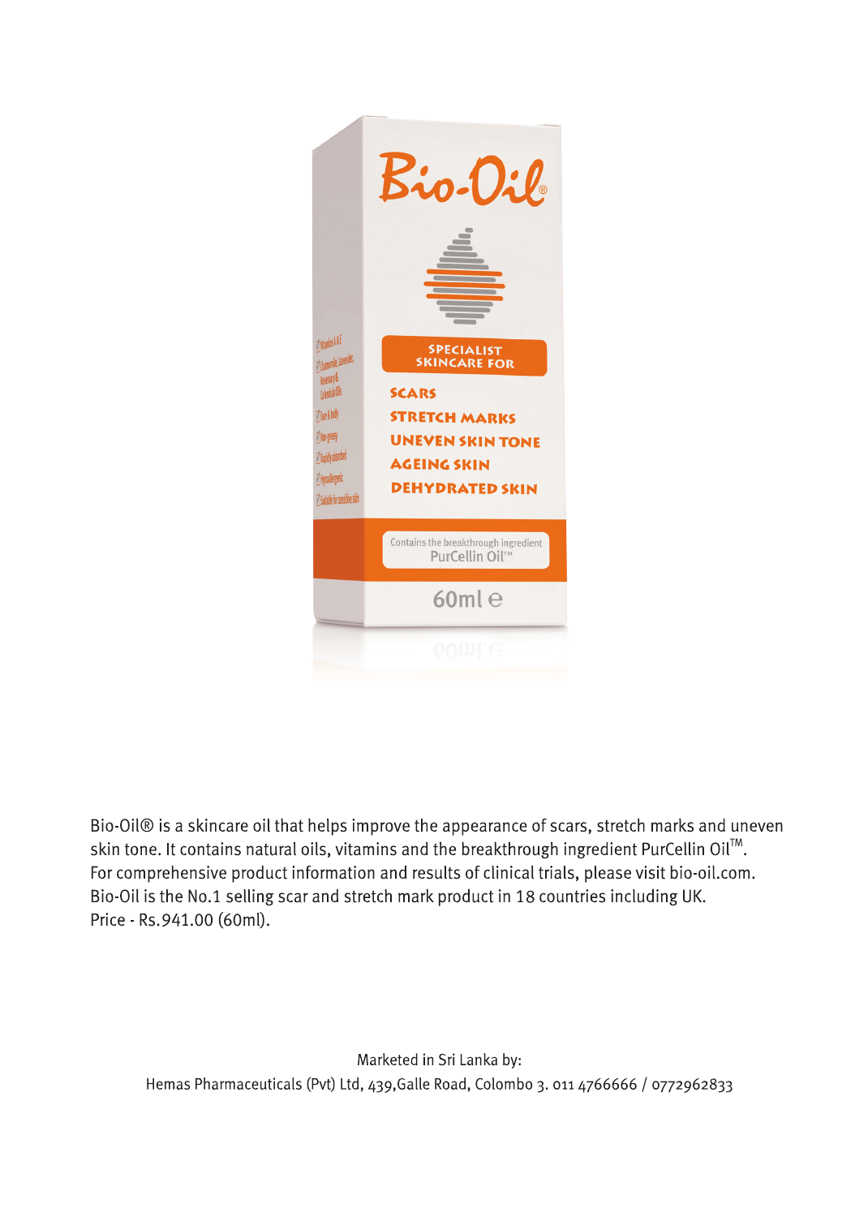Bio-Oil® is a skincare oil that helps improve the appearance of scars, stretch marks and uneven skin tone. It contains natural oils, vitamins and the breakthrough ingredient PurCellin Oil™. For comprehensive product information and results of clinical trials, please visit bio-oil.com. Bio-Oil is the No.1 selling scar and stretch mark product in 18 countries including UK.
Price - Rs.941.00 (60ml).

Marketed in Sri Lanka by:
Hemas Pharmaceuticals (Pvt) Ltd, 439,Galle Road, Colombo 3. 011 4766666 / 0772962833